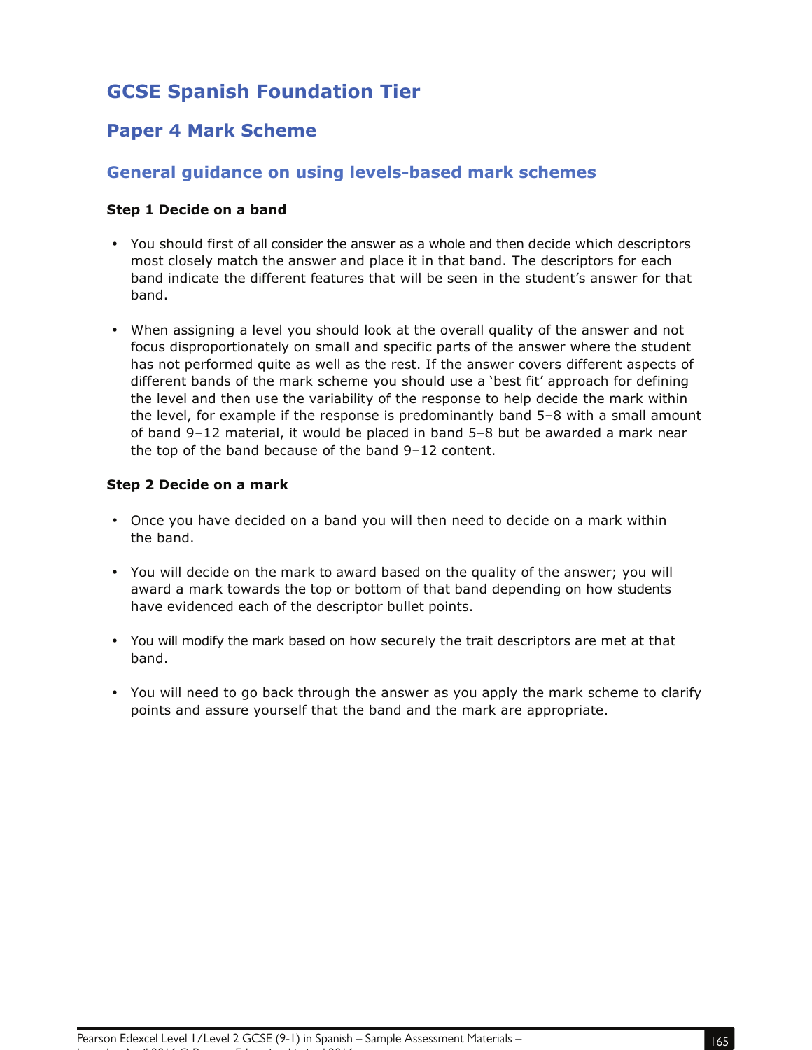# GCSE Spanish Foundation Tier

## Paper 4 Mark Scheme

### General guidance on using levels-based mark schemes

**Step 1 Decide on a band**

- You should first of all consider the answer as a whole and then decide which descriptors most closely match the answer and place it in that band. The descriptors for each band indicate the different features that will be seen in the student's answer for that band.

- When assigning a level you should look at the overall quality of the answer and not focus disproportionately on small and specific parts of the answer where the student has not performed quite as well as the rest. If the answer covers different aspects of different bands of the mark scheme you should use a 'best fit' approach for defining the level and then use the variability of the response to help decide the mark within the level, for example if the response is predominantly band 5–8 with a small amount of band 9–12 material, it would be placed in band 5–8 but be awarded a mark near the top of the band because of the band 9–12 content.

**Step 2 Decide on a mark**

- Once you have decided on a band you will then need to decide on a mark within the band.

- You will decide on the mark to award based on the quality of the answer; you will award a mark towards the top or bottom of that band depending on how students have evidenced each of the descriptor bullet points.

- You will modify the mark based on how securely the trait descriptors are met at that band.

- You will need to go back through the answer as you apply the mark scheme to clarify points and assure yourself that the band and the mark are appropriate.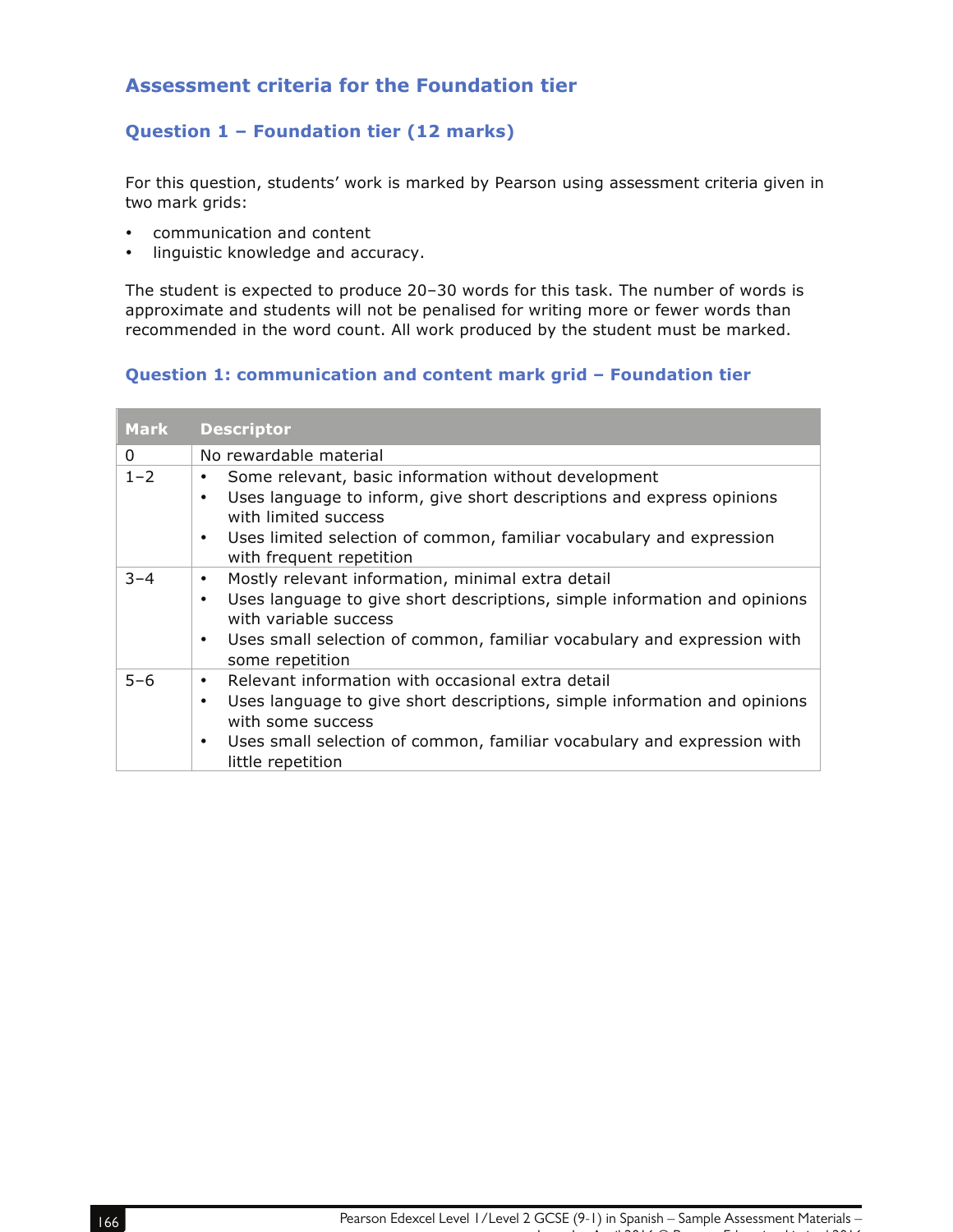## Assessment criteria for the Foundation tier

### Question 1 – Foundation tier (12 marks)

For this question, students' work is marked by Pearson using assessment criteria given in two mark grids:

- communication and content
- linguistic knowledge and accuracy.

The student is expected to produce 20–30 words for this task. The number of words is approximate and students will not be penalised for writing more or fewer words than recommended in the word count. All work produced by the student must be marked.

### Question 1: communication and content mark grid – Foundation tier

| Mark | Descriptor |
|---|---|
| 0 | No rewardable material |
| 1–2 | • Some relevant, basic information without development<br>• Uses language to inform, give short descriptions and express opinions with limited success<br>• Uses limited selection of common, familiar vocabulary and expression with frequent repetition |
| 3–4 | • Mostly relevant information, minimal extra detail<br>• Uses language to give short descriptions, simple information and opinions with variable success<br>• Uses small selection of common, familiar vocabulary and expression with some repetition |
| 5–6 | • Relevant information with occasional extra detail<br>• Uses language to give short descriptions, simple information and opinions with some success<br>• Uses small selection of common, familiar vocabulary and expression with little repetition |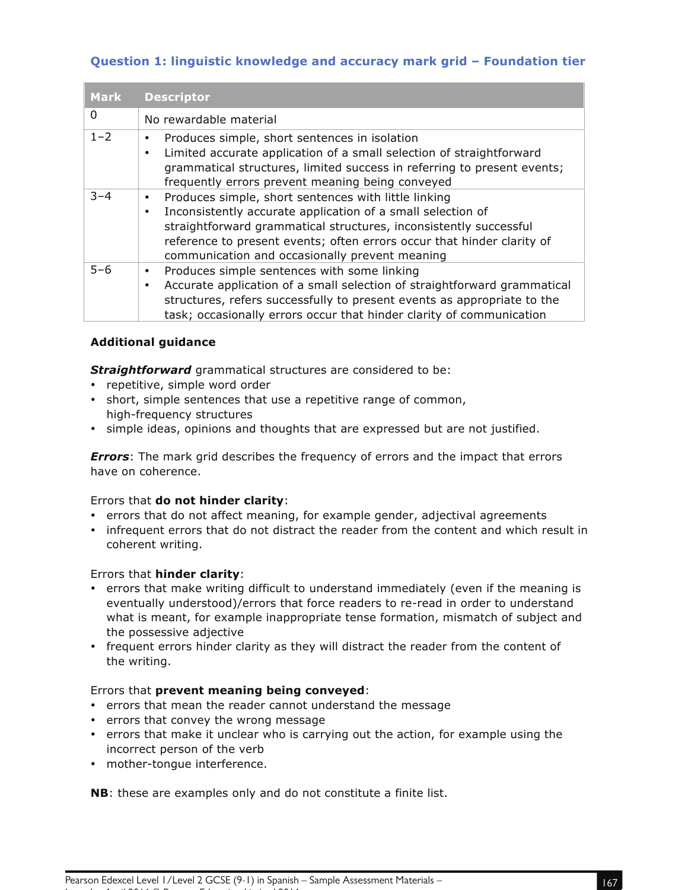### Question 1: linguistic knowledge and accuracy mark grid – Foundation tier

| Mark | Descriptor |
|---|---|
| 0 | No rewardable material |
| 1–2 | • Produces simple, short sentences in isolation<br>• Limited accurate application of a small selection of straightforward grammatical structures, limited success in referring to present events; frequently errors prevent meaning being conveyed |
| 3–4 | • Produces simple, short sentences with little linking<br>• Inconsistently accurate application of a small selection of straightforward grammatical structures, inconsistently successful reference to present events; often errors occur that hinder clarity of communication and occasionally prevent meaning |
| 5–6 | • Produces simple sentences with some linking<br>• Accurate application of a small selection of straightforward grammatical structures, refers successfully to present events as appropriate to the task; occasionally errors occur that hinder clarity of communication |

**Additional guidance**

***Straightforward*** grammatical structures are considered to be:

- repetitive, simple word order
- short, simple sentences that use a repetitive range of common, high-frequency structures
- simple ideas, opinions and thoughts that are expressed but are not justified.

***Errors***: The mark grid describes the frequency of errors and the impact that errors have on coherence.

Errors that **do not hinder clarity**:

- errors that do not affect meaning, for example gender, adjectival agreements
- infrequent errors that do not distract the reader from the content and which result in coherent writing.

Errors that **hinder clarity**:

- errors that make writing difficult to understand immediately (even if the meaning is eventually understood)/errors that force readers to re-read in order to understand what is meant, for example inappropriate tense formation, mismatch of subject and the possessive adjective
- frequent errors hinder clarity as they will distract the reader from the content of the writing.

Errors that **prevent meaning being conveyed**:

- errors that mean the reader cannot understand the message
- errors that convey the wrong message
- errors that make it unclear who is carrying out the action, for example using the incorrect person of the verb
- mother-tongue interference.

**NB**: these are examples only and do not constitute a finite list.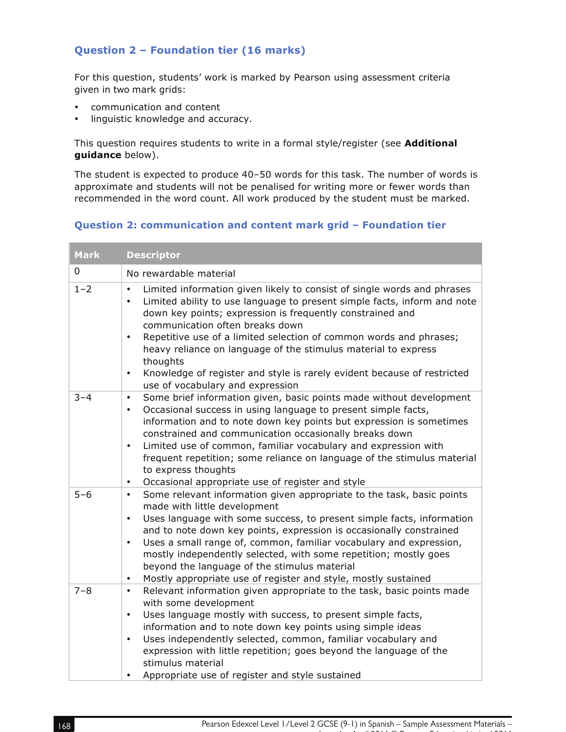### Question 2 – Foundation tier (16 marks)

For this question, students' work is marked by Pearson using assessment criteria given in two mark grids:

- communication and content
- linguistic knowledge and accuracy.

This question requires students to write in a formal style/register (see **Additional guidance** below).

The student is expected to produce 40–50 words for this task. The number of words is approximate and students will not be penalised for writing more or fewer words than recommended in the word count. All work produced by the student must be marked.

### Question 2: communication and content mark grid – Foundation tier

| Mark | Descriptor |
|---|---|
| 0 | No rewardable material |
| 1–2 | • Limited information given likely to consist of single words and phrases<br>• Limited ability to use language to present simple facts, inform and note down key points; expression is frequently constrained and communication often breaks down<br>• Repetitive use of a limited selection of common words and phrases; heavy reliance on language of the stimulus material to express thoughts<br>• Knowledge of register and style is rarely evident because of restricted use of vocabulary and expression |
| 3–4 | • Some brief information given, basic points made without development<br>• Occasional success in using language to present simple facts, information and to note down key points but expression is sometimes constrained and communication occasionally breaks down<br>• Limited use of common, familiar vocabulary and expression with frequent repetition; some reliance on language of the stimulus material to express thoughts<br>• Occasional appropriate use of register and style |
| 5–6 | • Some relevant information given appropriate to the task, basic points made with little development<br>• Uses language with some success, to present simple facts, information and to note down key points, expression is occasionally constrained<br>• Uses a small range of, common, familiar vocabulary and expression, mostly independently selected, with some repetition; mostly goes beyond the language of the stimulus material<br>• Mostly appropriate use of register and style, mostly sustained |
| 7–8 | • Relevant information given appropriate to the task, basic points made with some development<br>• Uses language mostly with success, to present simple facts, information and to note down key points using simple ideas<br>• Uses independently selected, common, familiar vocabulary and expression with little repetition; goes beyond the language of the stimulus material<br>• Appropriate use of register and style sustained |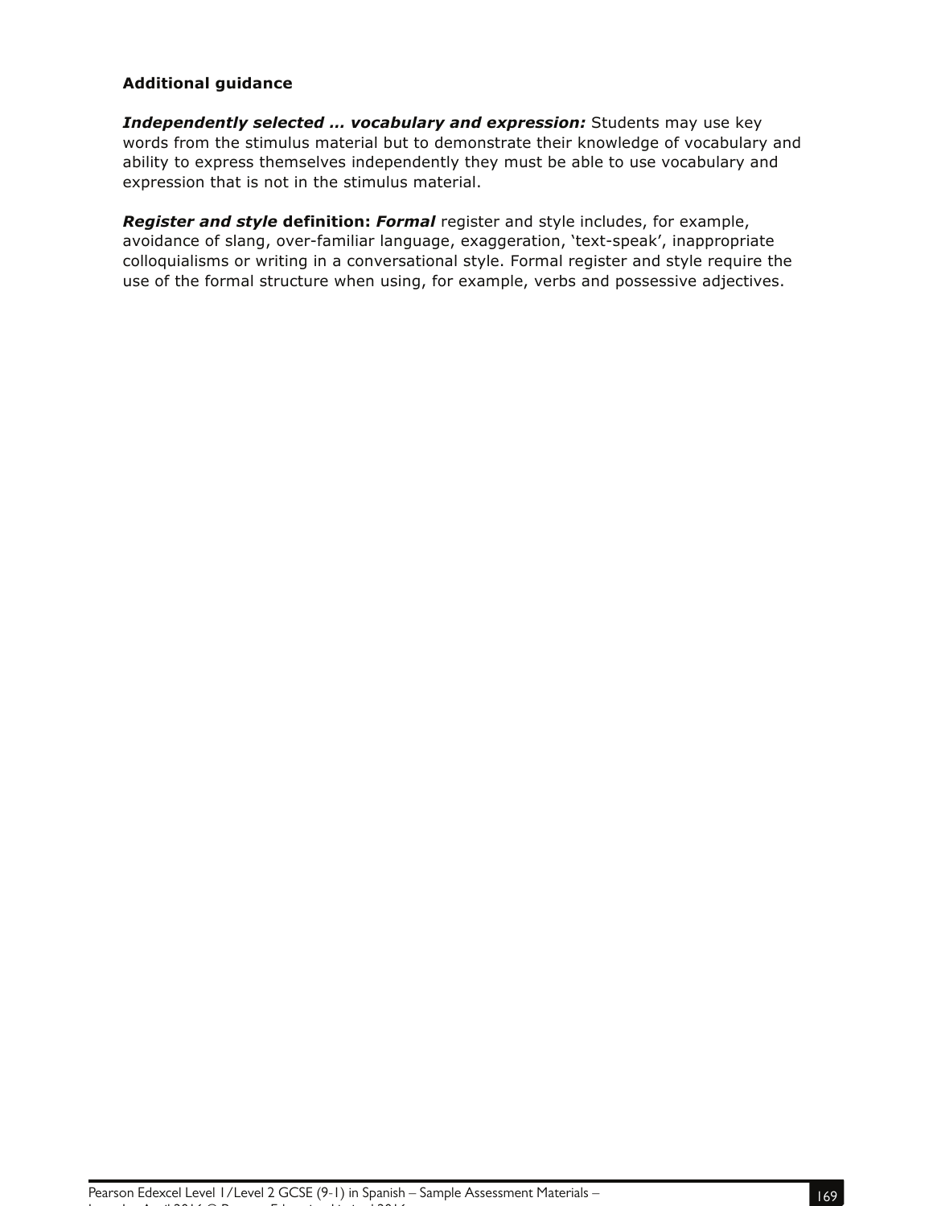**Additional guidance**

***Independently selected … vocabulary and expression:*** Students may use key words from the stimulus material but to demonstrate their knowledge of vocabulary and ability to express themselves independently they must be able to use vocabulary and expression that is not in the stimulus material.

***Register and style* definition: *Formal*** register and style includes, for example, avoidance of slang, over-familiar language, exaggeration, 'text-speak', inappropriate colloquialisms or writing in a conversational style. Formal register and style require the use of the formal structure when using, for example, verbs and possessive adjectives.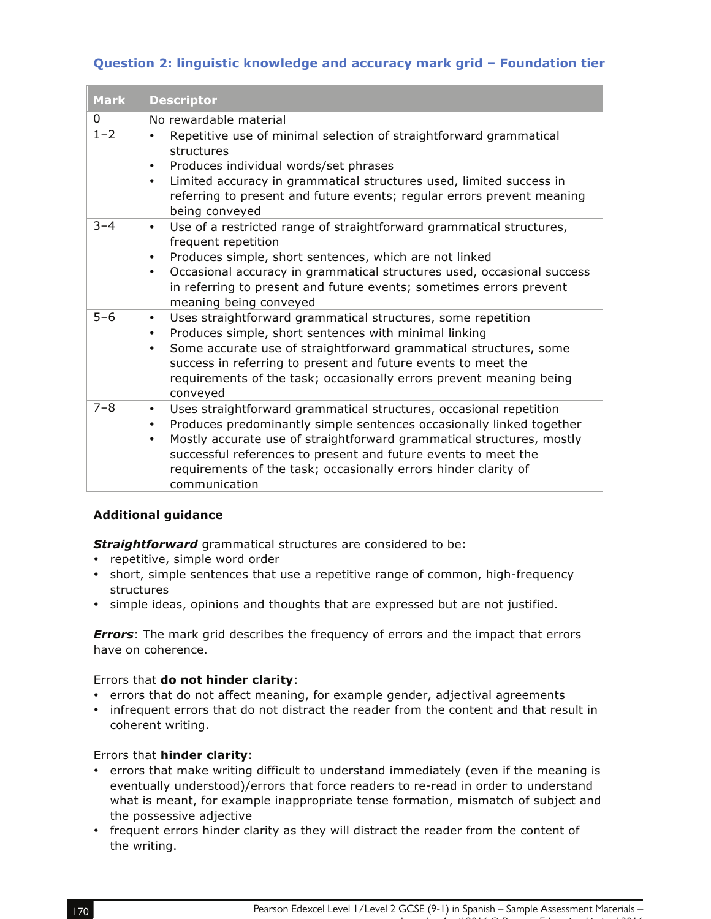### Question 2: linguistic knowledge and accuracy mark grid – Foundation tier

| Mark | Descriptor |
|---|---|
| 0 | No rewardable material |
| 1–2 | • Repetitive use of minimal selection of straightforward grammatical structures<br>• Produces individual words/set phrases<br>• Limited accuracy in grammatical structures used, limited success in referring to present and future events; regular errors prevent meaning being conveyed |
| 3–4 | • Use of a restricted range of straightforward grammatical structures, frequent repetition<br>• Produces simple, short sentences, which are not linked<br>• Occasional accuracy in grammatical structures used, occasional success in referring to present and future events; sometimes errors prevent meaning being conveyed |
| 5–6 | • Uses straightforward grammatical structures, some repetition<br>• Produces simple, short sentences with minimal linking<br>• Some accurate use of straightforward grammatical structures, some success in referring to present and future events to meet the requirements of the task; occasionally errors prevent meaning being conveyed |
| 7–8 | • Uses straightforward grammatical structures, occasional repetition<br>• Produces predominantly simple sentences occasionally linked together<br>• Mostly accurate use of straightforward grammatical structures, mostly successful references to present and future events to meet the requirements of the task; occasionally errors hinder clarity of communication |

**Additional guidance**

***Straightforward*** grammatical structures are considered to be:

- repetitive, simple word order
- short, simple sentences that use a repetitive range of common, high-frequency structures
- simple ideas, opinions and thoughts that are expressed but are not justified.

***Errors***: The mark grid describes the frequency of errors and the impact that errors have on coherence.

Errors that **do not hinder clarity**:

- errors that do not affect meaning, for example gender, adjectival agreements
- infrequent errors that do not distract the reader from the content and that result in coherent writing.

Errors that **hinder clarity**:

- errors that make writing difficult to understand immediately (even if the meaning is eventually understood)/errors that force readers to re-read in order to understand what is meant, for example inappropriate tense formation, mismatch of subject and the possessive adjective
- frequent errors hinder clarity as they will distract the reader from the content of the writing.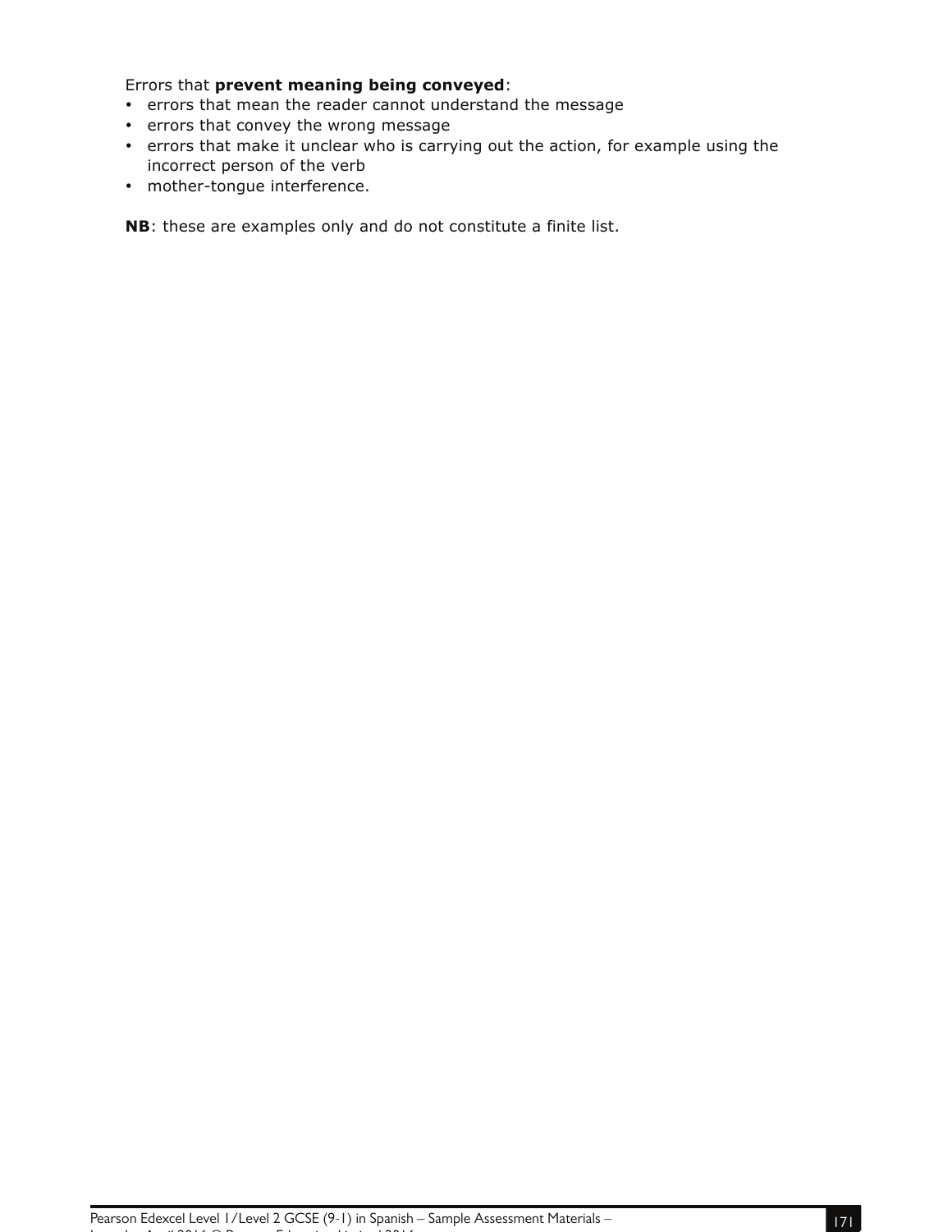Errors that **prevent meaning being conveyed**:

- errors that mean the reader cannot understand the message
- errors that convey the wrong message
- errors that make it unclear who is carrying out the action, for example using the incorrect person of the verb
- mother-tongue interference.

**NB**: these are examples only and do not constitute a finite list.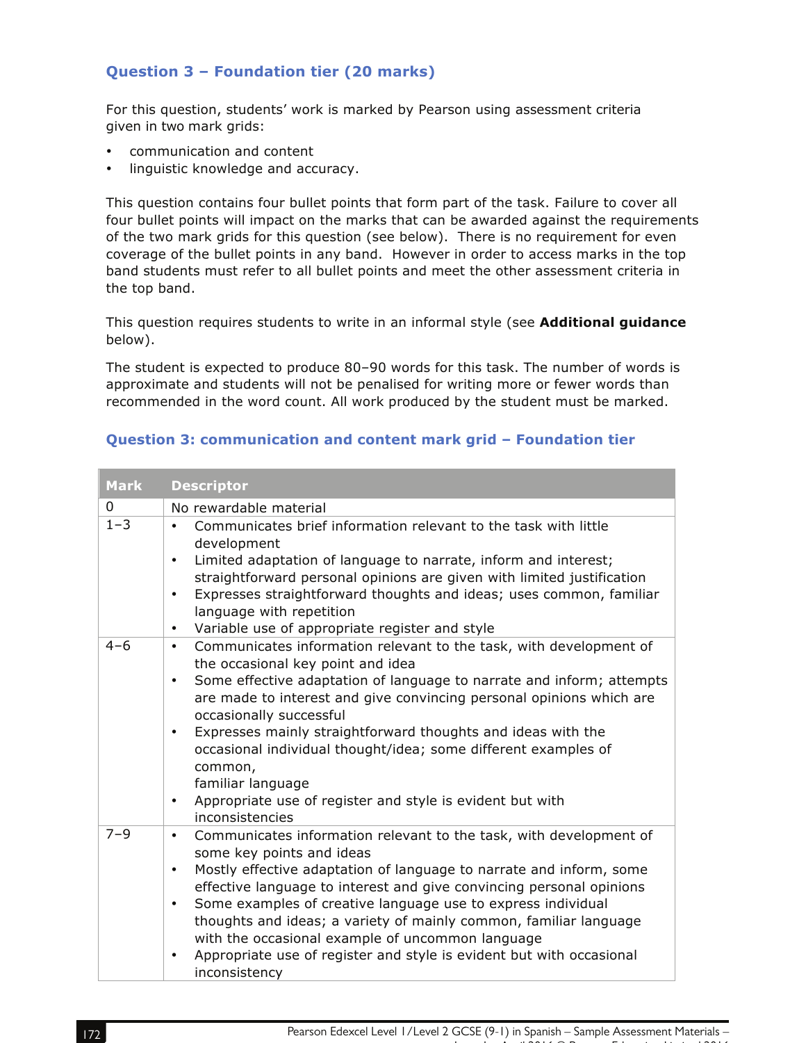### Question 3 – Foundation tier (20 marks)

For this question, students' work is marked by Pearson using assessment criteria given in two mark grids:

- communication and content
- linguistic knowledge and accuracy.

This question contains four bullet points that form part of the task. Failure to cover all four bullet points will impact on the marks that can be awarded against the requirements of the two mark grids for this question (see below). There is no requirement for even coverage of the bullet points in any band. However in order to access marks in the top band students must refer to all bullet points and meet the other assessment criteria in the top band.

This question requires students to write in an informal style (see **Additional guidance** below).

The student is expected to produce 80–90 words for this task. The number of words is approximate and students will not be penalised for writing more or fewer words than recommended in the word count. All work produced by the student must be marked.

#### Question 3: communication and content mark grid – Foundation tier

| Mark | Descriptor |
| --- | --- |
| 0 | No rewardable material |
| 1–3 | • Communicates brief information relevant to the task with little development<br>• Limited adaptation of language to narrate, inform and interest; straightforward personal opinions are given with limited justification<br>• Expresses straightforward thoughts and ideas; uses common, familiar language with repetition<br>• Variable use of appropriate register and style |
| 4–6 | • Communicates information relevant to the task, with development of the occasional key point and idea<br>• Some effective adaptation of language to narrate and inform; attempts are made to interest and give convincing personal opinions which are occasionally successful<br>• Expresses mainly straightforward thoughts and ideas with the occasional individual thought/idea; some different examples of common, familiar language<br>• Appropriate use of register and style is evident but with inconsistencies |
| 7–9 | • Communicates information relevant to the task, with development of some key points and ideas<br>• Mostly effective adaptation of language to narrate and inform, some effective language to interest and give convincing personal opinions<br>• Some examples of creative language use to express individual thoughts and ideas; a variety of mainly common, familiar language with the occasional example of uncommon language<br>• Appropriate use of register and style is evident but with occasional inconsistency |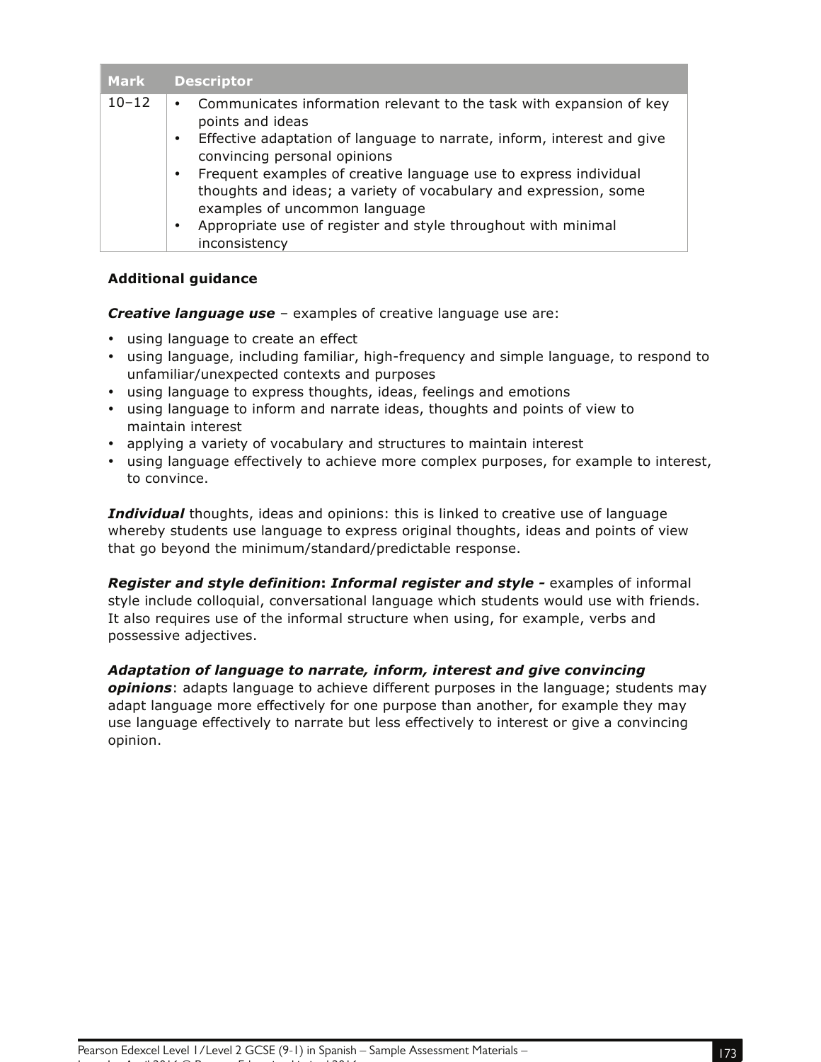| Mark | Descriptor |
| --- | --- |
| 10–12 | • Communicates information relevant to the task with expansion of key points and ideas<br>• Effective adaptation of language to narrate, inform, interest and give convincing personal opinions<br>• Frequent examples of creative language use to express individual thoughts and ideas; a variety of vocabulary and expression, some examples of uncommon language<br>• Appropriate use of register and style throughout with minimal inconsistency |

**Additional guidance**

***Creative language use*** – examples of creative language use are:

- using language to create an effect
- using language, including familiar, high-frequency and simple language, to respond to unfamiliar/unexpected contexts and purposes
- using language to express thoughts, ideas, feelings and emotions
- using language to inform and narrate ideas, thoughts and points of view to maintain interest
- applying a variety of vocabulary and structures to maintain interest
- using language effectively to achieve more complex purposes, for example to interest, to convince.

***Individual*** thoughts, ideas and opinions: this is linked to creative use of language whereby students use language to express original thoughts, ideas and points of view that go beyond the minimum/standard/predictable response.

***Register and style definition*****:** ***Informal register and style -*** examples of informal style include colloquial, conversational language which students would use with friends. It also requires use of the informal structure when using, for example, verbs and possessive adjectives.

***Adaptation of language to narrate, inform, interest and give convincing opinions***: adapts language to achieve different purposes in the language; students may adapt language more effectively for one purpose than another, for example they may use language effectively to narrate but less effectively to interest or give a convincing opinion.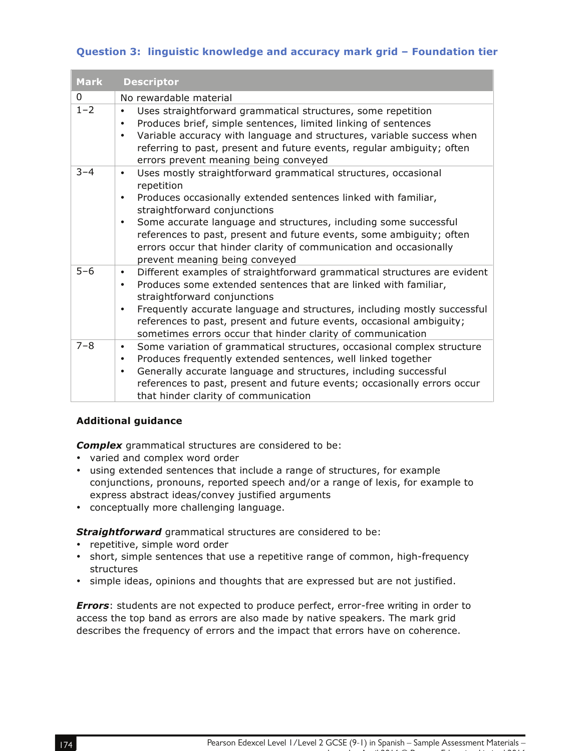### Question 3: linguistic knowledge and accuracy mark grid – Foundation tier

| Mark | Descriptor |
|---|---|
| 0 | No rewardable material |
| 1–2 | • Uses straightforward grammatical structures, some repetition<br>• Produces brief, simple sentences, limited linking of sentences<br>• Variable accuracy with language and structures, variable success when referring to past, present and future events, regular ambiguity; often errors prevent meaning being conveyed |
| 3–4 | • Uses mostly straightforward grammatical structures, occasional repetition<br>• Produces occasionally extended sentences linked with familiar, straightforward conjunctions<br>• Some accurate language and structures, including some successful references to past, present and future events, some ambiguity; often errors occur that hinder clarity of communication and occasionally prevent meaning being conveyed |
| 5–6 | • Different examples of straightforward grammatical structures are evident<br>• Produces some extended sentences that are linked with familiar, straightforward conjunctions<br>• Frequently accurate language and structures, including mostly successful references to past, present and future events, occasional ambiguity; sometimes errors occur that hinder clarity of communication |
| 7–8 | • Some variation of grammatical structures, occasional complex structure<br>• Produces frequently extended sentences, well linked together<br>• Generally accurate language and structures, including successful references to past, present and future events; occasionally errors occur that hinder clarity of communication |

**Additional guidance**

***Complex*** grammatical structures are considered to be:

- varied and complex word order
- using extended sentences that include a range of structures, for example conjunctions, pronouns, reported speech and/or a range of lexis, for example to express abstract ideas/convey justified arguments
- conceptually more challenging language.

***Straightforward*** grammatical structures are considered to be:

- repetitive, simple word order
- short, simple sentences that use a repetitive range of common, high-frequency structures
- simple ideas, opinions and thoughts that are expressed but are not justified.

***Errors***: students are not expected to produce perfect, error-free writing in order to access the top band as errors are also made by native speakers. The mark grid describes the frequency of errors and the impact that errors have on coherence.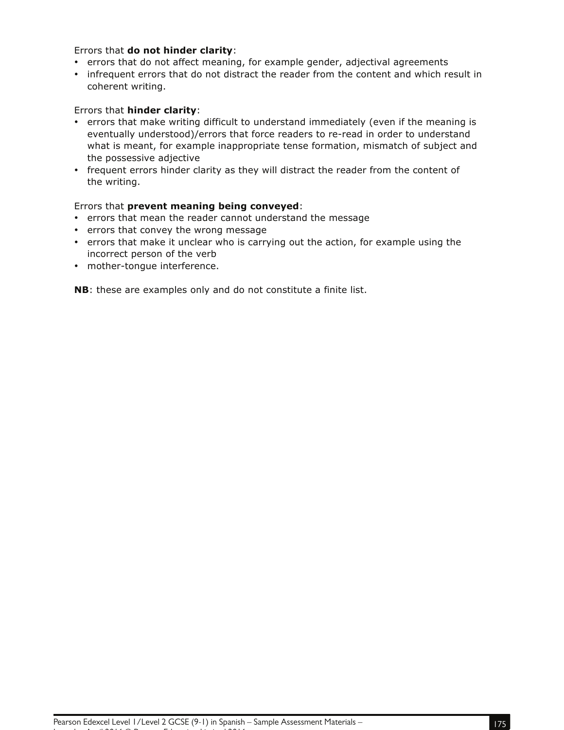Errors that **do not hinder clarity**:

- errors that do not affect meaning, for example gender, adjectival agreements
- infrequent errors that do not distract the reader from the content and which result in coherent writing.

Errors that **hinder clarity**:

- errors that make writing difficult to understand immediately (even if the meaning is eventually understood)/errors that force readers to re-read in order to understand what is meant, for example inappropriate tense formation, mismatch of subject and the possessive adjective
- frequent errors hinder clarity as they will distract the reader from the content of the writing.

Errors that **prevent meaning being conveyed**:

- errors that mean the reader cannot understand the message
- errors that convey the wrong message
- errors that make it unclear who is carrying out the action, for example using the incorrect person of the verb
- mother-tongue interference.

**NB**: these are examples only and do not constitute a finite list.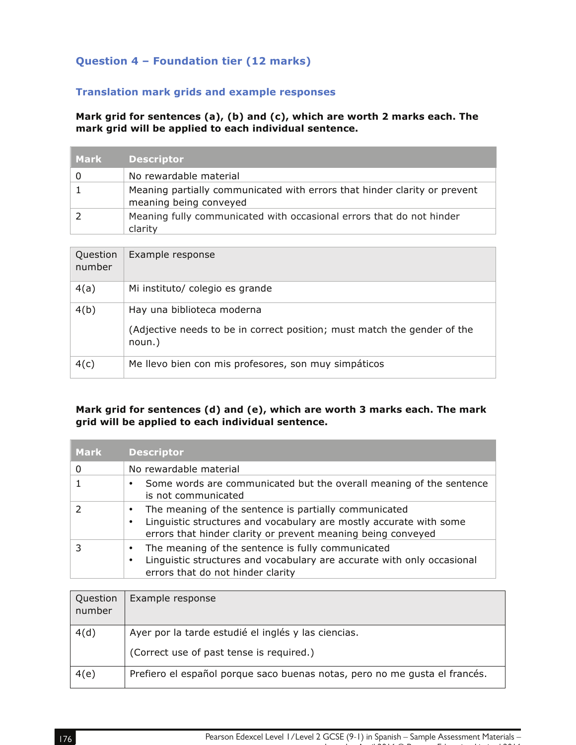### Question 4 – Foundation tier (12 marks)

#### Translation mark grids and example responses

**Mark grid for sentences (a), (b) and (c), which are worth 2 marks each. The mark grid will be applied to each individual sentence.**

| Mark | Descriptor |
|---|---|
| 0 | No rewardable material |
| 1 | Meaning partially communicated with errors that hinder clarity or prevent meaning being conveyed |
| 2 | Meaning fully communicated with occasional errors that do not hinder clarity |

| Question number | Example response |
|---|---|
| 4(a) | Mi instituto/ colegio es grande |
| 4(b) | Hay una biblioteca moderna<br><br>(Adjective needs to be in correct position; must match the gender of the noun.) |
| 4(c) | Me llevo bien con mis profesores, son muy simpáticos |

**Mark grid for sentences (d) and (e), which are worth 3 marks each. The mark grid will be applied to each individual sentence.**

| Mark | Descriptor |
|---|---|
| 0 | No rewardable material |
| 1 | • Some words are communicated but the overall meaning of the sentence is not communicated |
| 2 | • The meaning of the sentence is partially communicated<br>• Linguistic structures and vocabulary are mostly accurate with some errors that hinder clarity or prevent meaning being conveyed |
| 3 | • The meaning of the sentence is fully communicated<br>• Linguistic structures and vocabulary are accurate with only occasional errors that do not hinder clarity |

| Question number | Example response |
|---|---|
| 4(d) | Ayer por la tarde estudié el inglés y las ciencias.<br><br>(Correct use of past tense is required.) |
| 4(e) | Prefiero el español porque saco buenas notas, pero no me gusta el francés. |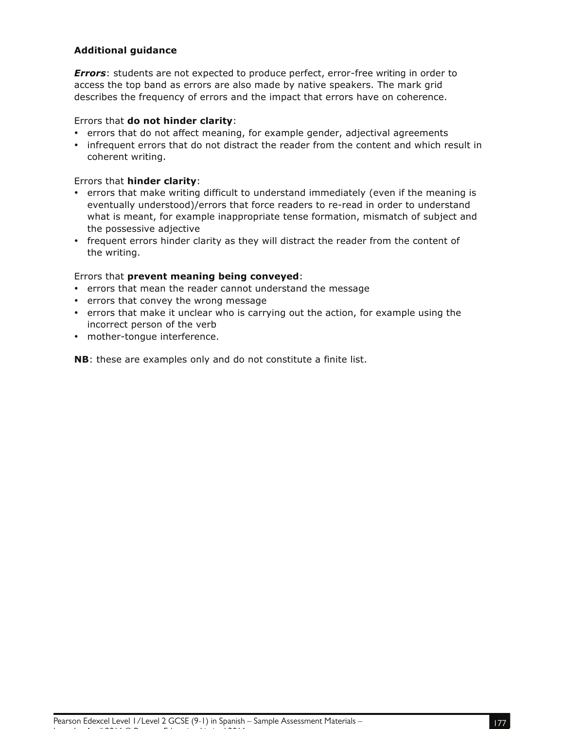**Additional guidance**

***Errors***: students are not expected to produce perfect, error-free writing in order to access the top band as errors are also made by native speakers. The mark grid describes the frequency of errors and the impact that errors have on coherence.

Errors that **do not hinder clarity**:

- errors that do not affect meaning, for example gender, adjectival agreements
- infrequent errors that do not distract the reader from the content and which result in coherent writing.

Errors that **hinder clarity**:

- errors that make writing difficult to understand immediately (even if the meaning is eventually understood)/errors that force readers to re-read in order to understand what is meant, for example inappropriate tense formation, mismatch of subject and the possessive adjective
- frequent errors hinder clarity as they will distract the reader from the content of the writing.

Errors that **prevent meaning being conveyed**:

- errors that mean the reader cannot understand the message
- errors that convey the wrong message
- errors that make it unclear who is carrying out the action, for example using the incorrect person of the verb
- mother-tongue interference.

**NB**: these are examples only and do not constitute a finite list.